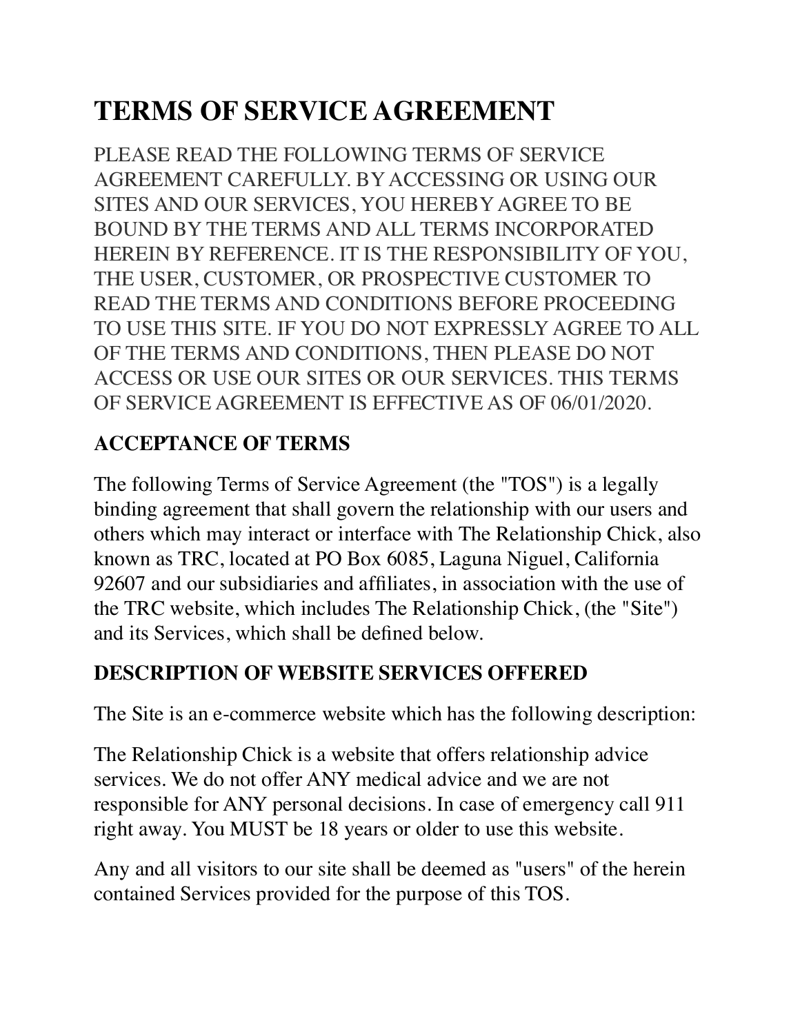# TERMS OF SERVICE AGREEMENT

PLEASE READ THE FOLLOWING TERMS OF SERVICE AGREEMENT CAREFULLY. BY ACCESSING OR USING OUR SITES AND OUR SERVICES, YOU HEREBY AGREE TO BE BOUND BY THE TERMS AND ALL TERMS INCORPORATED HEREIN BY REFERENCE. IT IS THE RESPONSIBILITY OF YOU, THE USER, CUSTOMER, OR PROSPECTIVE CUSTOMER TO READ THE TERMS AND CONDITIONS BEFORE PROCEEDING TO USE THIS SITE. IF YOU DO NOT EXPRESSLY AGREE TO ALL OF THE TERMS AND CONDITIONS, THEN PLEASE DO NOT ACCESS OR USE OUR SITES OR OUR SERVICES. THIS TERMS OF SERVICE AGREEMENT IS EFFECTIVE AS OF 06/01/2020.

## ACCEPTANCE OF TERMS

The following Terms of Service Agreement (the "TOS") is a legally binding agreement that shall govern the relationship with our users and others which may interact or interface with The Relationship Chick, also known as TRC, located at PO Box 6085, Laguna Niguel, California 92607 and our subsidiaries and affiliates, in association with the use of the TRC website, which includes The Relationship Chick, (the "Site") and its Services, which shall be defined below.

## DESCRIPTION OF WEBSITE SERVICES OFFERED

The Site is an e-commerce website which has the following description:

The Relationship Chick is a website that offers relationship advice services. We do not offer ANY medical advice and we are not responsible for ANY personal decisions. In case of emergency call 911 right away. You MUST be 18 years or older to use this website.

Any and all visitors to our site shall be deemed as "users" of the herein contained Services provided for the purpose of this TOS.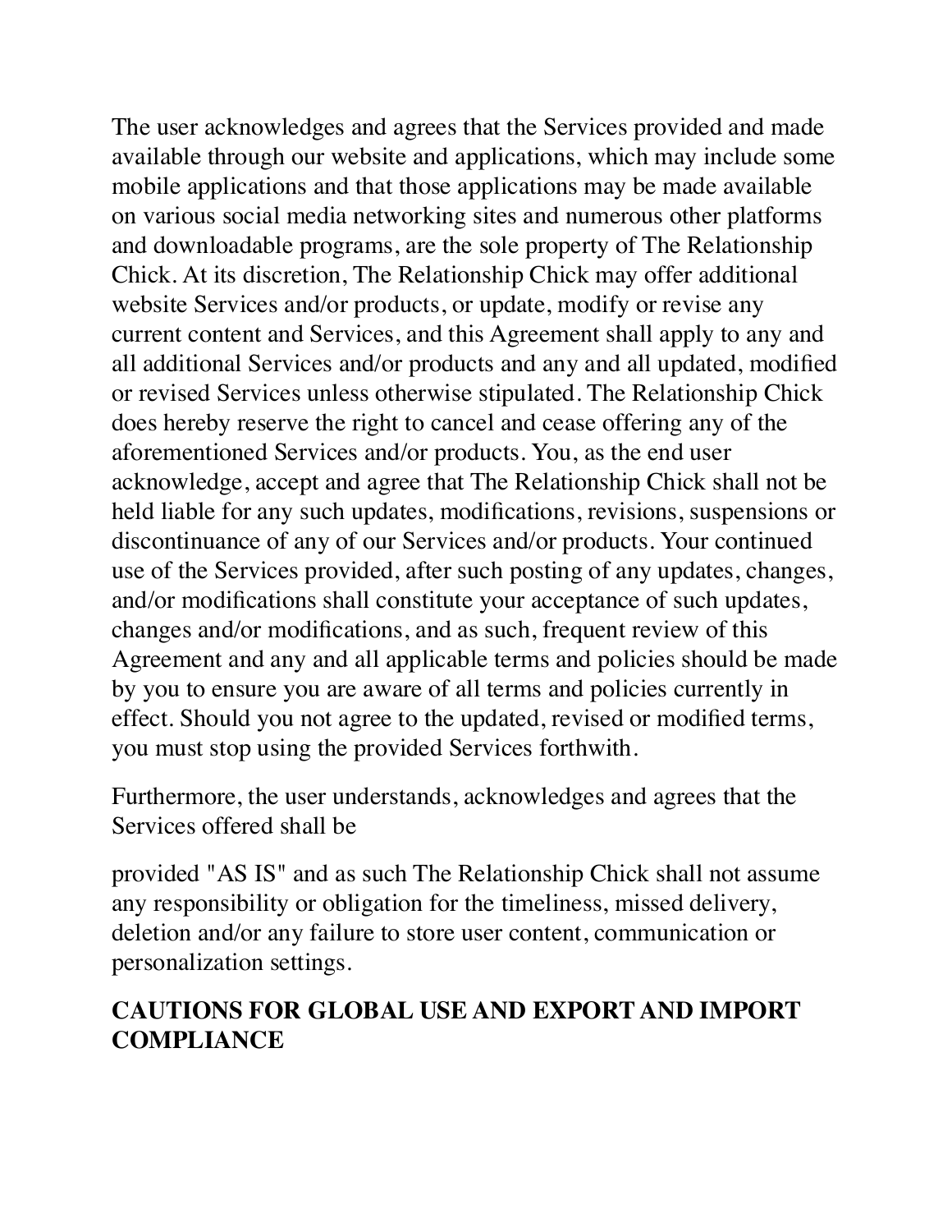The user acknowledges and agrees that the Services provided and made available through our website and applications, which may include some mobile applications and that those applications may be made available on various social media networking sites and numerous other platforms and downloadable programs, are the sole property of The Relationship Chick. At its discretion, The Relationship Chick may offer additional website Services and/or products, or update, modify or revise any current content and Services, and this Agreement shall apply to any and all additional Services and/or products and any and all updated, modified or revised Services unless otherwise stipulated. The Relationship Chick does hereby reserve the right to cancel and cease offering any of the aforementioned Services and/or products. You, as the end user acknowledge, accept and agree that The Relationship Chick shall not be held liable for any such updates, modifications, revisions, suspensions or discontinuance of any of our Services and/or products. Your continued use of the Services provided, after such posting of any updates, changes, and/or modifications shall constitute your acceptance of such updates, changes and/or modifications, and as such, frequent review of this Agreement and any and all applicable terms and policies should be made by you to ensure you are aware of all terms and policies currently in effect. Should you not agree to the updated, revised or modified terms, you must stop using the provided Services forthwith.

Furthermore, the user understands, acknowledges and agrees that the Services offered shall be

provided "AS IS" and as such The Relationship Chick shall not assume any responsibility or obligation for the timeliness, missed delivery, deletion and/or any failure to store user content, communication or personalization settings.

## CAUTIONS FOR GLOBAL USE AND EXPORT AND IMPORT COMPLIANCE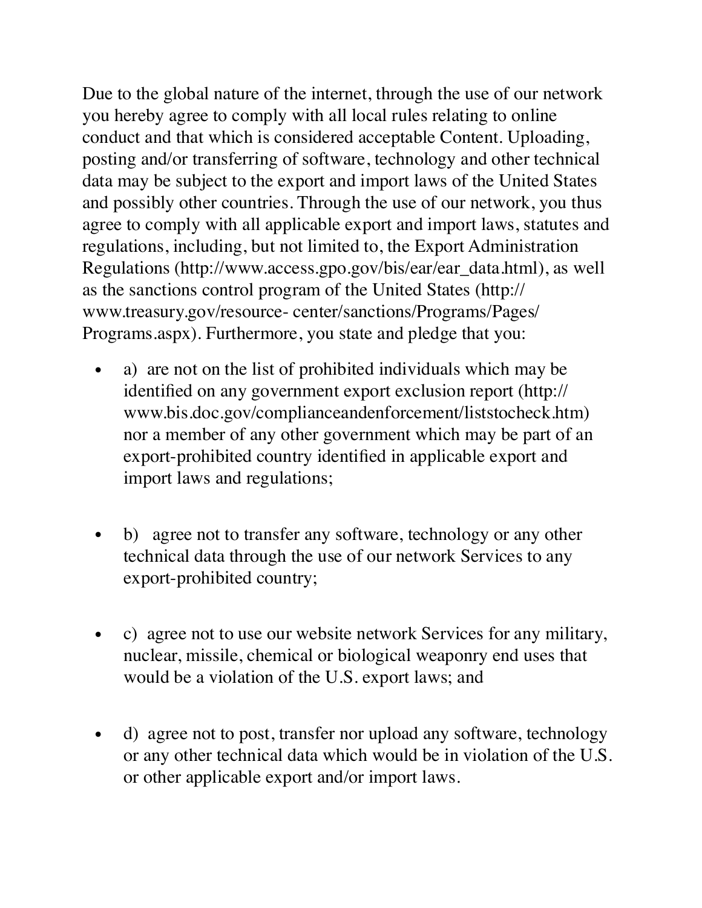Due to the global nature of the internet, through the use of our network you hereby agree to comply with all local rules relating to online conduct and that which is considered acceptable Content. Uploading, posting and/or transferring of software, technology and other technical data may be subject to the export and import laws of the United States and possibly other countries. Through the use of our network, you thus agree to comply with all applicable export and import laws, statutes and regulations, including, but not limited to, the Export Administration Regulations (http://www.access.gpo.gov/bis/ear/ear_data.html), as well as the sanctions control program of the United States (http://www.treasury.gov/resource- center/sanctions/Programs/Pages/Programs.aspx). Furthermore, you state and pledge that you:

- a) are not on the list of prohibited individuals which may be identified on any government export exclusion report (http://www.bis.doc.gov/complianceandenforcement/liststocheck.htm) nor a member of any other government which may be part of an export-prohibited country identified in applicable export and import laws and regulations;

- b) agree not to transfer any software, technology or any other technical data through the use of our network Services to any export-prohibited country;

- c) agree not to use our website network Services for any military, nuclear, missile, chemical or biological weaponry end uses that would be a violation of the U.S. export laws; and

- d) agree not to post, transfer nor upload any software, technology or any other technical data which would be in violation of the U.S. or other applicable export and/or import laws.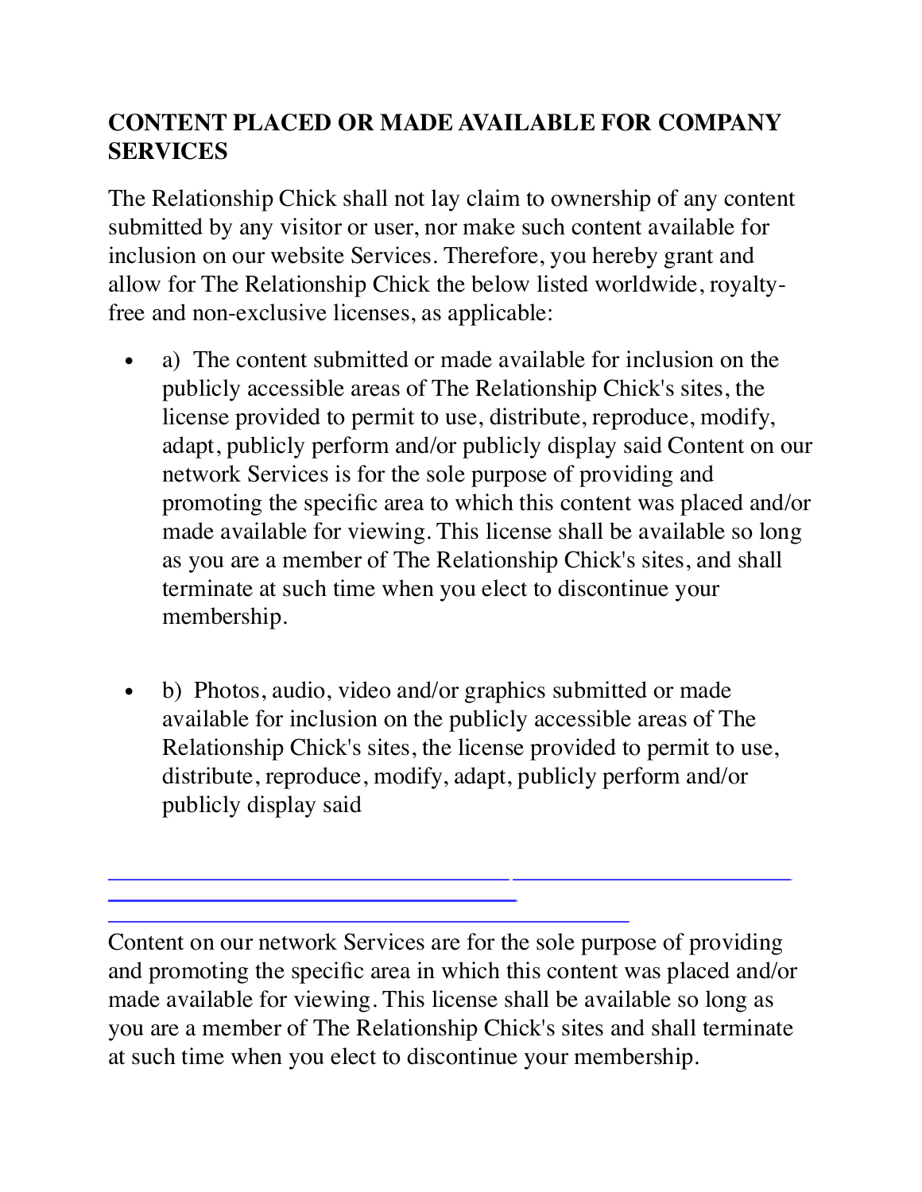## CONTENT PLACED OR MADE AVAILABLE FOR COMPANY SERVICES

The Relationship Chick shall not lay claim to ownership of any content submitted by any visitor or user, nor make such content available for inclusion on our website Services. Therefore, you hereby grant and allow for The Relationship Chick the below listed worldwide, royalty-free and non-exclusive licenses, as applicable:

- a) The content submitted or made available for inclusion on the publicly accessible areas of The Relationship Chick's sites, the license provided to permit to use, distribute, reproduce, modify, adapt, publicly perform and/or publicly display said Content on our network Services is for the sole purpose of providing and promoting the specific area to which this content was placed and/or made available for viewing. This license shall be available so long as you are a member of The Relationship Chick's sites, and shall terminate at such time when you elect to discontinue your membership.

- b) Photos, audio, video and/or graphics submitted or made available for inclusion on the publicly accessible areas of The Relationship Chick's sites, the license provided to permit to use, distribute, reproduce, modify, adapt, publicly perform and/or publicly display said

Content on our network Services are for the sole purpose of providing and promoting the specific area in which this content was placed and/or made available for viewing. This license shall be available so long as you are a member of The Relationship Chick's sites and shall terminate at such time when you elect to discontinue your membership.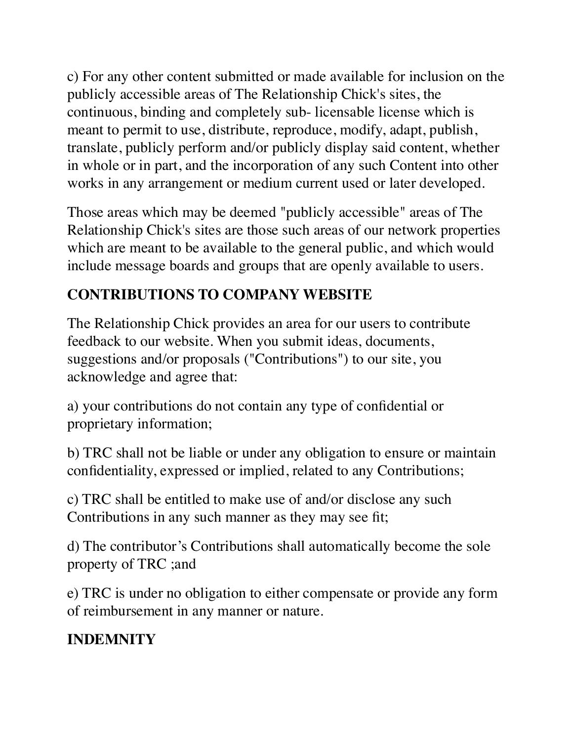c) For any other content submitted or made available for inclusion on the publicly accessible areas of The Relationship Chick's sites, the continuous, binding and completely sub- licensable license which is meant to permit to use, distribute, reproduce, modify, adapt, publish, translate, publicly perform and/or publicly display said content, whether in whole or in part, and the incorporation of any such Content into other works in any arrangement or medium current used or later developed.

Those areas which may be deemed "publicly accessible" areas of The Relationship Chick's sites are those such areas of our network properties which are meant to be available to the general public, and which would include message boards and groups that are openly available to users.

## CONTRIBUTIONS TO COMPANY WEBSITE

The Relationship Chick provides an area for our users to contribute feedback to our website. When you submit ideas, documents, suggestions and/or proposals ("Contributions") to our site, you acknowledge and agree that:

a) your contributions do not contain any type of confidential or proprietary information;

b) TRC shall not be liable or under any obligation to ensure or maintain confidentiality, expressed or implied, related to any Contributions;

c) TRC shall be entitled to make use of and/or disclose any such Contributions in any such manner as they may see fit;

d) The contributor's Contributions shall automatically become the sole property of TRC ;and

e) TRC is under no obligation to either compensate or provide any form of reimbursement in any manner or nature.

## INDEMNITY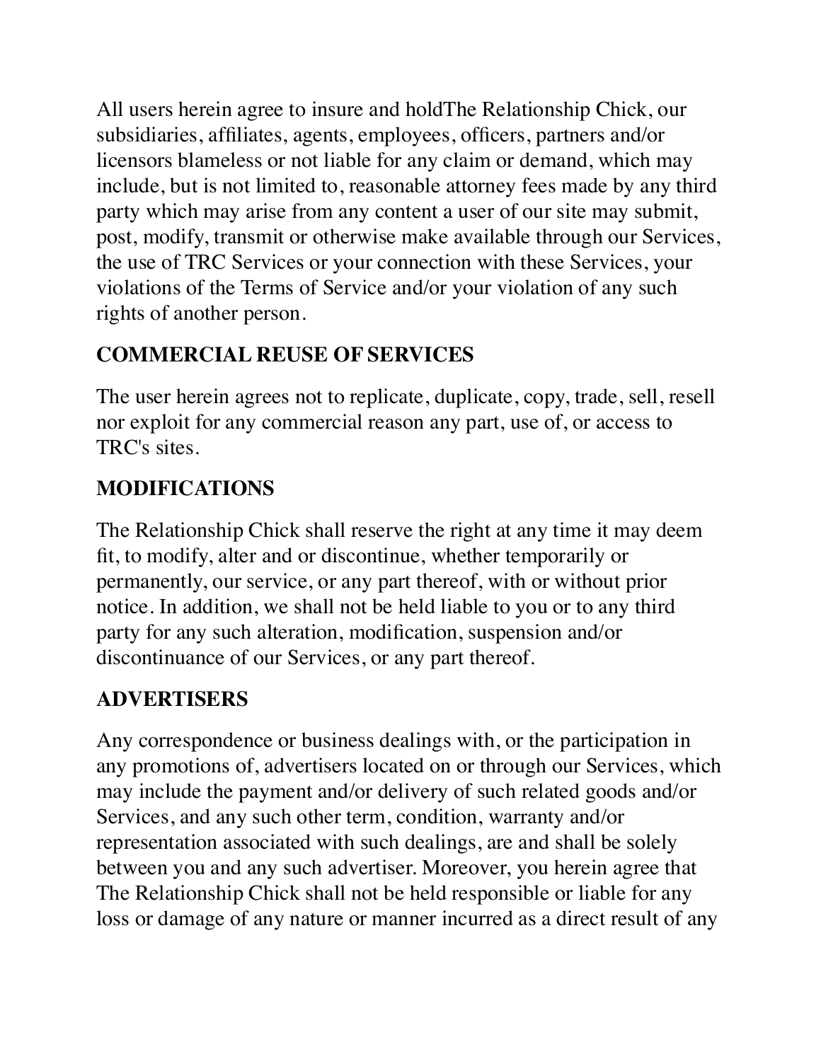All users herein agree to insure and holdThe Relationship Chick, our subsidiaries, affiliates, agents, employees, officers, partners and/or licensors blameless or not liable for any claim or demand, which may include, but is not limited to, reasonable attorney fees made by any third party which may arise from any content a user of our site may submit, post, modify, transmit or otherwise make available through our Services, the use of TRC Services or your connection with these Services, your violations of the Terms of Service and/or your violation of any such rights of another person.

## COMMERCIAL REUSE OF SERVICES

The user herein agrees not to replicate, duplicate, copy, trade, sell, resell nor exploit for any commercial reason any part, use of, or access to TRC's sites.

## MODIFICATIONS

The Relationship Chick shall reserve the right at any time it may deem fit, to modify, alter and or discontinue, whether temporarily or permanently, our service, or any part thereof, with or without prior notice. In addition, we shall not be held liable to you or to any third party for any such alteration, modification, suspension and/or discontinuance of our Services, or any part thereof.

## ADVERTISERS

Any correspondence or business dealings with, or the participation in any promotions of, advertisers located on or through our Services, which may include the payment and/or delivery of such related goods and/or Services, and any such other term, condition, warranty and/or representation associated with such dealings, are and shall be solely between you and any such advertiser. Moreover, you herein agree that The Relationship Chick shall not be held responsible or liable for any loss or damage of any nature or manner incurred as a direct result of any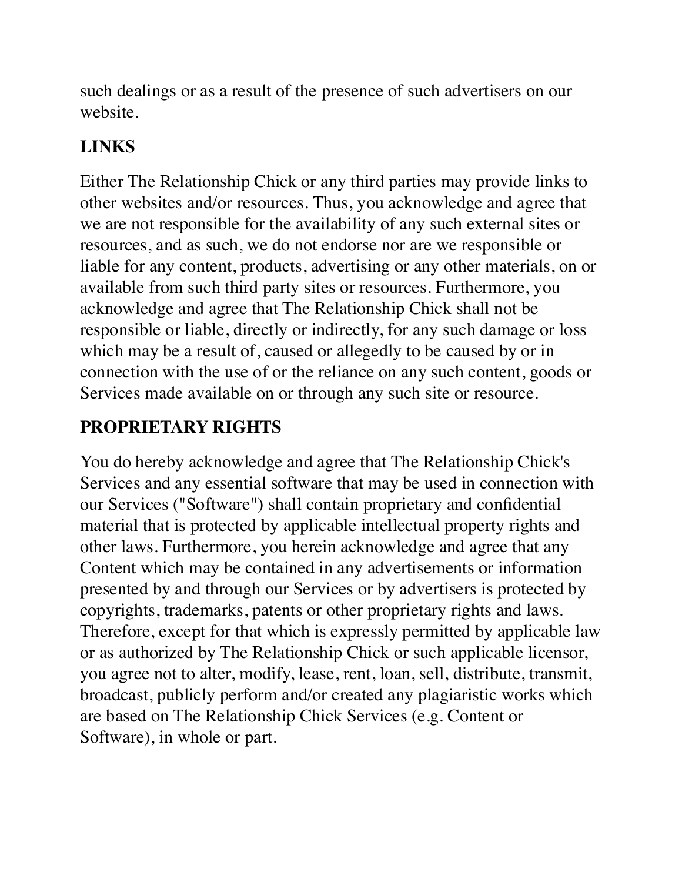such dealings or as a result of the presence of such advertisers on our website.

## LINKS

Either The Relationship Chick or any third parties may provide links to other websites and/or resources. Thus, you acknowledge and agree that we are not responsible for the availability of any such external sites or resources, and as such, we do not endorse nor are we responsible or liable for any content, products, advertising or any other materials, on or available from such third party sites or resources. Furthermore, you acknowledge and agree that The Relationship Chick shall not be responsible or liable, directly or indirectly, for any such damage or loss which may be a result of, caused or allegedly to be caused by or in connection with the use of or the reliance on any such content, goods or Services made available on or through any such site or resource.

## PROPRIETARY RIGHTS

You do hereby acknowledge and agree that The Relationship Chick's Services and any essential software that may be used in connection with our Services ("Software") shall contain proprietary and confidential material that is protected by applicable intellectual property rights and other laws. Furthermore, you herein acknowledge and agree that any Content which may be contained in any advertisements or information presented by and through our Services or by advertisers is protected by copyrights, trademarks, patents or other proprietary rights and laws. Therefore, except for that which is expressly permitted by applicable law or as authorized by The Relationship Chick or such applicable licensor, you agree not to alter, modify, lease, rent, loan, sell, distribute, transmit, broadcast, publicly perform and/or created any plagiaristic works which are based on The Relationship Chick Services (e.g. Content or Software), in whole or part.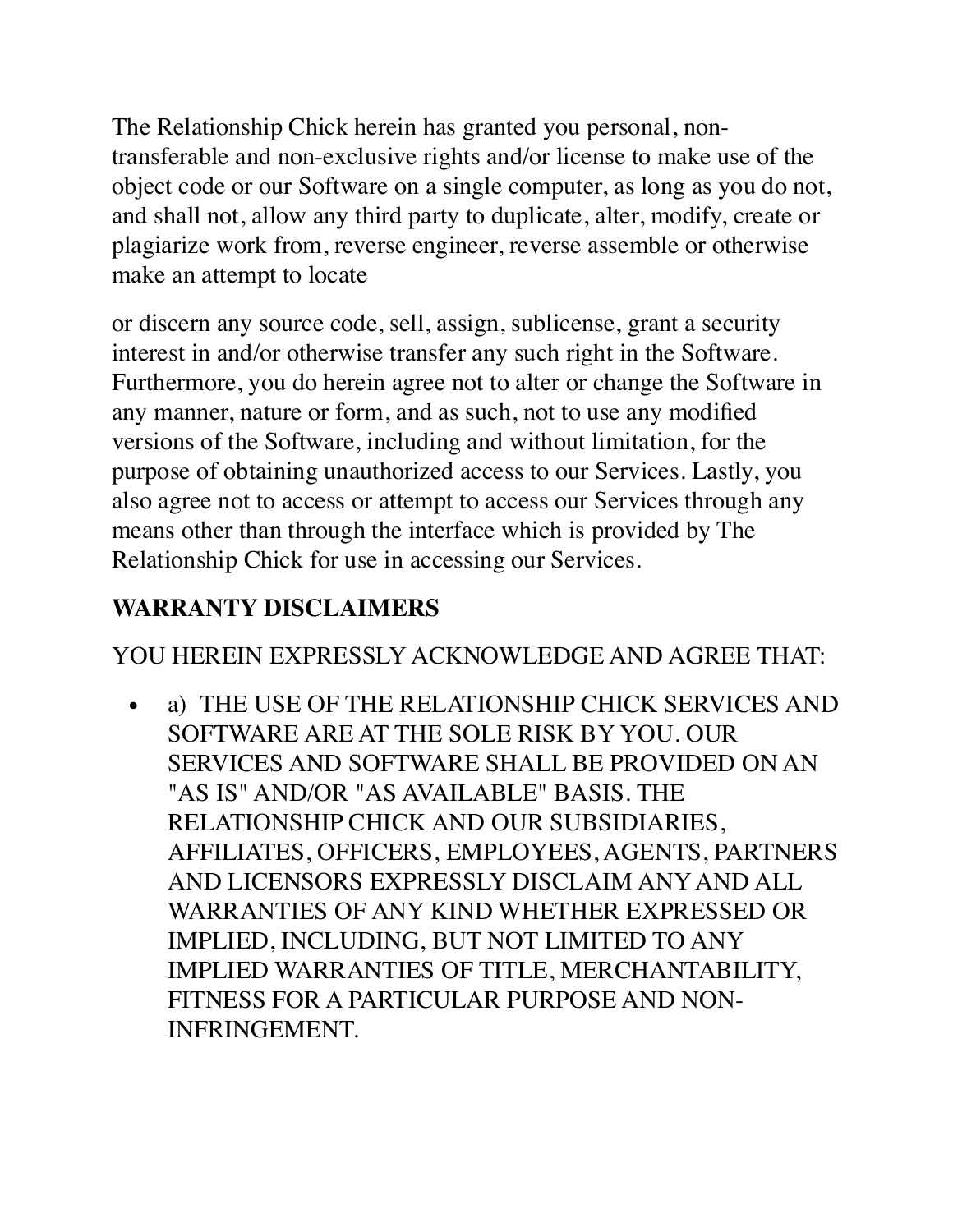The Relationship Chick herein has granted you personal, non-transferable and non-exclusive rights and/or license to make use of the object code or our Software on a single computer, as long as you do not, and shall not, allow any third party to duplicate, alter, modify, create or plagiarize work from, reverse engineer, reverse assemble or otherwise make an attempt to locate

or discern any source code, sell, assign, sublicense, grant a security interest in and/or otherwise transfer any such right in the Software. Furthermore, you do herein agree not to alter or change the Software in any manner, nature or form, and as such, not to use any modified versions of the Software, including and without limitation, for the purpose of obtaining unauthorized access to our Services. Lastly, you also agree not to access or attempt to access our Services through any means other than through the interface which is provided by The Relationship Chick for use in accessing our Services.

## WARRANTY DISCLAIMERS

YOU HEREIN EXPRESSLY ACKNOWLEDGE AND AGREE THAT:

- a) THE USE OF THE RELATIONSHIP CHICK SERVICES AND SOFTWARE ARE AT THE SOLE RISK BY YOU. OUR SERVICES AND SOFTWARE SHALL BE PROVIDED ON AN "AS IS" AND/OR "AS AVAILABLE" BASIS. THE RELATIONSHIP CHICK AND OUR SUBSIDIARIES, AFFILIATES, OFFICERS, EMPLOYEES, AGENTS, PARTNERS AND LICENSORS EXPRESSLY DISCLAIM ANY AND ALL WARRANTIES OF ANY KIND WHETHER EXPRESSED OR IMPLIED, INCLUDING, BUT NOT LIMITED TO ANY IMPLIED WARRANTIES OF TITLE, MERCHANTABILITY, FITNESS FOR A PARTICULAR PURPOSE AND NON-INFRINGEMENT.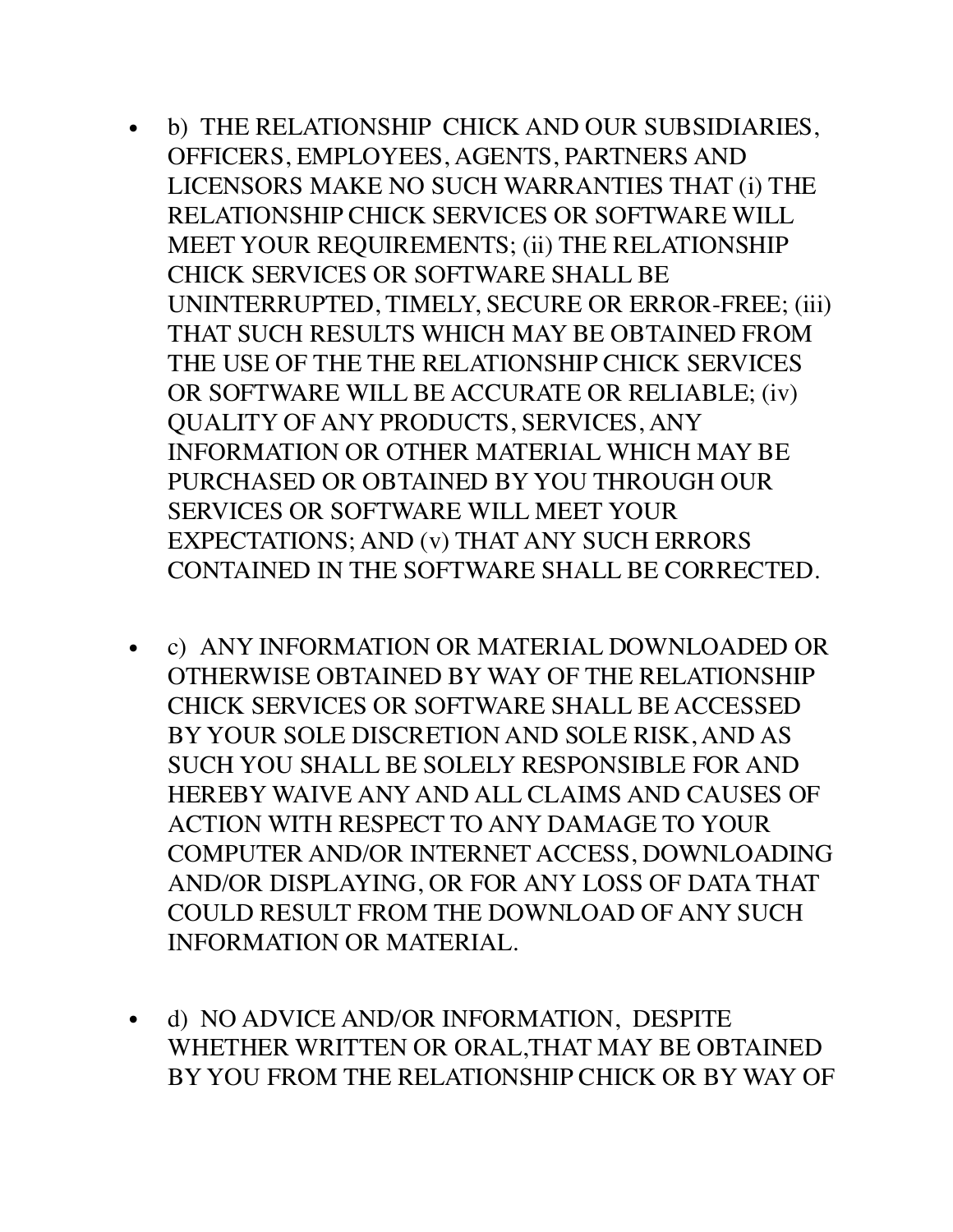- b) THE RELATIONSHIP CHICK AND OUR SUBSIDIARIES, OFFICERS, EMPLOYEES, AGENTS, PARTNERS AND LICENSORS MAKE NO SUCH WARRANTIES THAT (i) THE RELATIONSHIP CHICK SERVICES OR SOFTWARE WILL MEET YOUR REQUIREMENTS; (ii) THE RELATIONSHIP CHICK SERVICES OR SOFTWARE SHALL BE UNINTERRUPTED, TIMELY, SECURE OR ERROR-FREE; (iii) THAT SUCH RESULTS WHICH MAY BE OBTAINED FROM THE USE OF THE THE RELATIONSHIP CHICK SERVICES OR SOFTWARE WILL BE ACCURATE OR RELIABLE; (iv) QUALITY OF ANY PRODUCTS, SERVICES, ANY INFORMATION OR OTHER MATERIAL WHICH MAY BE PURCHASED OR OBTAINED BY YOU THROUGH OUR SERVICES OR SOFTWARE WILL MEET YOUR EXPECTATIONS; AND (v) THAT ANY SUCH ERRORS CONTAINED IN THE SOFTWARE SHALL BE CORRECTED.

- c) ANY INFORMATION OR MATERIAL DOWNLOADED OR OTHERWISE OBTAINED BY WAY OF THE RELATIONSHIP CHICK SERVICES OR SOFTWARE SHALL BE ACCESSED BY YOUR SOLE DISCRETION AND SOLE RISK, AND AS SUCH YOU SHALL BE SOLELY RESPONSIBLE FOR AND HEREBY WAIVE ANY AND ALL CLAIMS AND CAUSES OF ACTION WITH RESPECT TO ANY DAMAGE TO YOUR COMPUTER AND/OR INTERNET ACCESS, DOWNLOADING AND/OR DISPLAYING, OR FOR ANY LOSS OF DATA THAT COULD RESULT FROM THE DOWNLOAD OF ANY SUCH INFORMATION OR MATERIAL.

- d) NO ADVICE AND/OR INFORMATION, DESPITE WHETHER WRITTEN OR ORAL,THAT MAY BE OBTAINED BY YOU FROM THE RELATIONSHIP CHICK OR BY WAY OF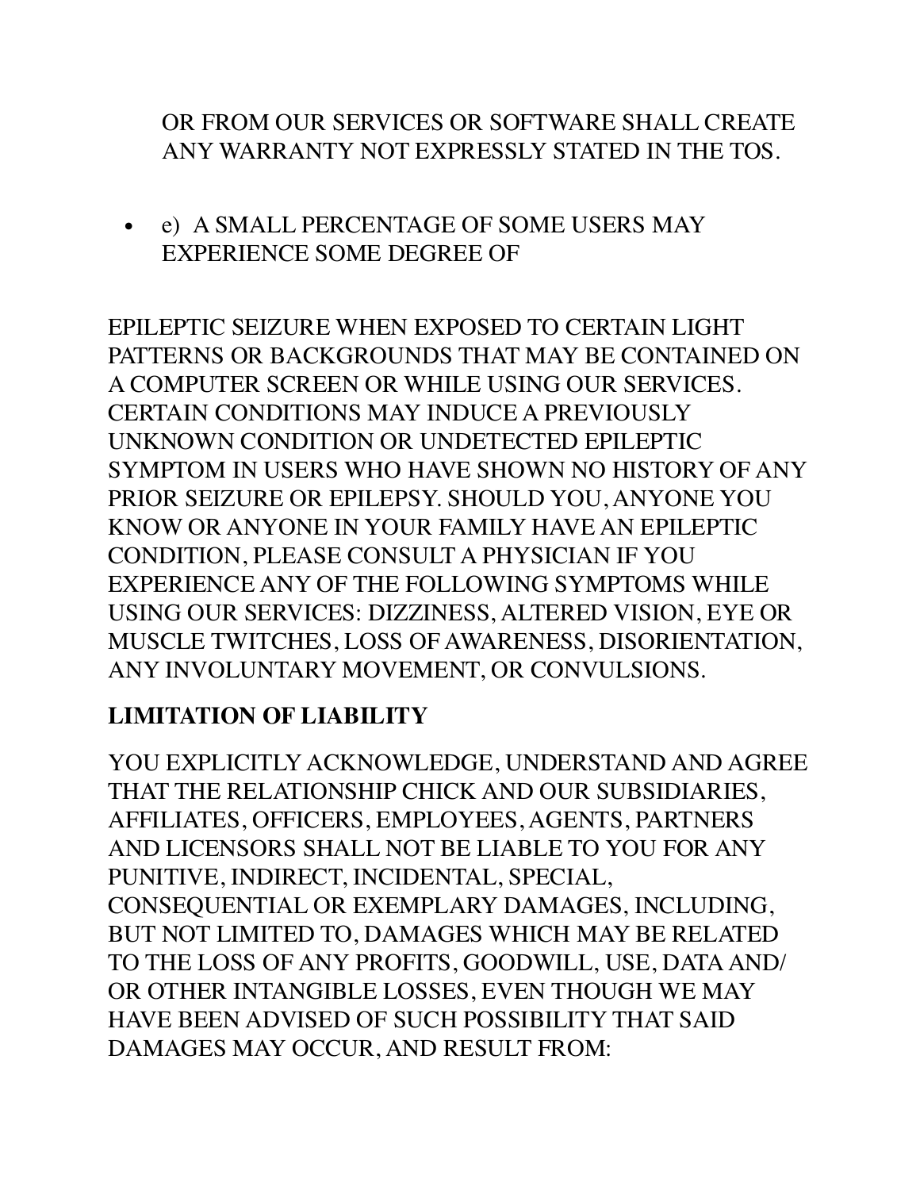OR FROM OUR SERVICES OR SOFTWARE SHALL CREATE ANY WARRANTY NOT EXPRESSLY STATED IN THE TOS.

- e) A SMALL PERCENTAGE OF SOME USERS MAY EXPERIENCE SOME DEGREE OF

EPILEPTIC SEIZURE WHEN EXPOSED TO CERTAIN LIGHT PATTERNS OR BACKGROUNDS THAT MAY BE CONTAINED ON A COMPUTER SCREEN OR WHILE USING OUR SERVICES. CERTAIN CONDITIONS MAY INDUCE A PREVIOUSLY UNKNOWN CONDITION OR UNDETECTED EPILEPTIC SYMPTOM IN USERS WHO HAVE SHOWN NO HISTORY OF ANY PRIOR SEIZURE OR EPILEPSY. SHOULD YOU, ANYONE YOU KNOW OR ANYONE IN YOUR FAMILY HAVE AN EPILEPTIC CONDITION, PLEASE CONSULT A PHYSICIAN IF YOU EXPERIENCE ANY OF THE FOLLOWING SYMPTOMS WHILE USING OUR SERVICES: DIZZINESS, ALTERED VISION, EYE OR MUSCLE TWITCHES, LOSS OF AWARENESS, DISORIENTATION, ANY INVOLUNTARY MOVEMENT, OR CONVULSIONS.

**LIMITATION OF LIABILITY**

YOU EXPLICITLY ACKNOWLEDGE, UNDERSTAND AND AGREE THAT THE RELATIONSHIP CHICK AND OUR SUBSIDIARIES, AFFILIATES, OFFICERS, EMPLOYEES, AGENTS, PARTNERS AND LICENSORS SHALL NOT BE LIABLE TO YOU FOR ANY PUNITIVE, INDIRECT, INCIDENTAL, SPECIAL, CONSEQUENTIAL OR EXEMPLARY DAMAGES, INCLUDING, BUT NOT LIMITED TO, DAMAGES WHICH MAY BE RELATED TO THE LOSS OF ANY PROFITS, GOODWILL, USE, DATA AND/ OR OTHER INTANGIBLE LOSSES, EVEN THOUGH WE MAY HAVE BEEN ADVISED OF SUCH POSSIBILITY THAT SAID DAMAGES MAY OCCUR, AND RESULT FROM: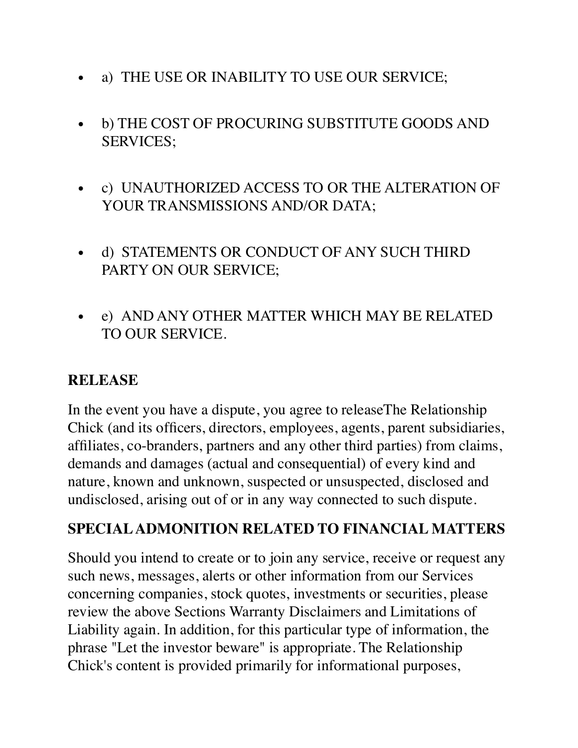- a) THE USE OR INABILITY TO USE OUR SERVICE;
- b) THE COST OF PROCURING SUBSTITUTE GOODS AND SERVICES;
- c) UNAUTHORIZED ACCESS TO OR THE ALTERATION OF YOUR TRANSMISSIONS AND/OR DATA;
- d) STATEMENTS OR CONDUCT OF ANY SUCH THIRD PARTY ON OUR SERVICE;
- e) AND ANY OTHER MATTER WHICH MAY BE RELATED TO OUR SERVICE.

## RELEASE

In the event you have a dispute, you agree to releaseThe Relationship Chick (and its officers, directors, employees, agents, parent subsidiaries, affiliates, co-branders, partners and any other third parties) from claims, demands and damages (actual and consequential) of every kind and nature, known and unknown, suspected or unsuspected, disclosed and undisclosed, arising out of or in any way connected to such dispute.

## SPECIAL ADMONITION RELATED TO FINANCIAL MATTERS

Should you intend to create or to join any service, receive or request any such news, messages, alerts or other information from our Services concerning companies, stock quotes, investments or securities, please review the above Sections Warranty Disclaimers and Limitations of Liability again. In addition, for this particular type of information, the phrase "Let the investor beware" is appropriate. The Relationship Chick's content is provided primarily for informational purposes,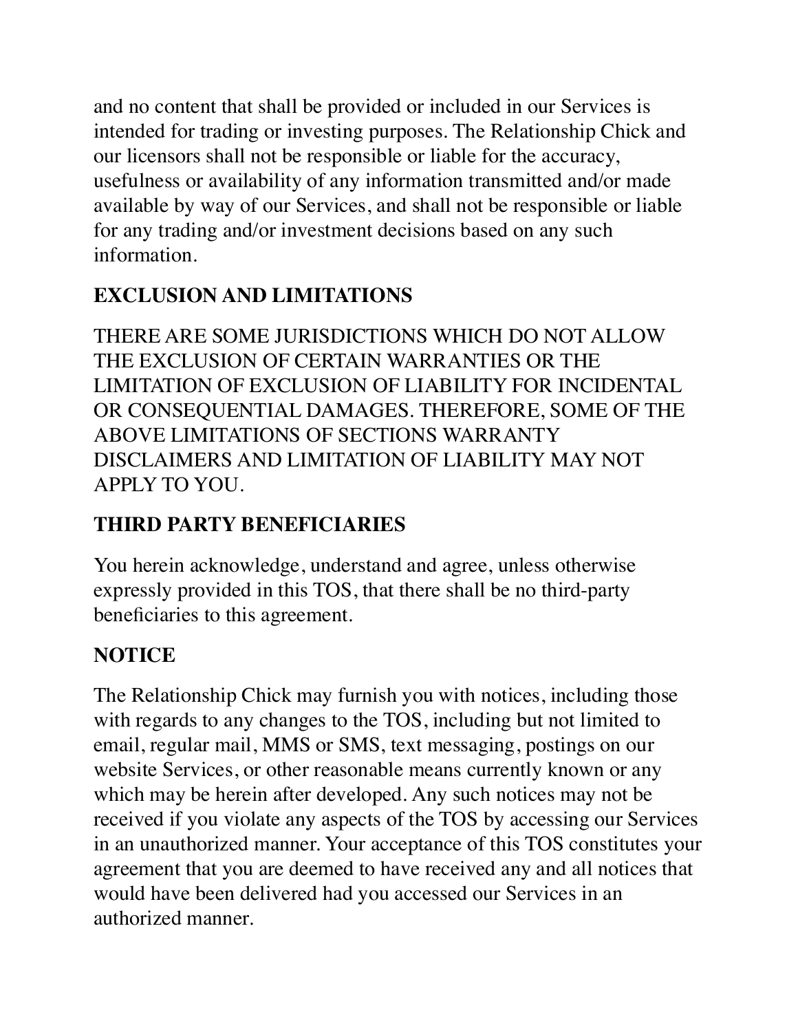and no content that shall be provided or included in our Services is intended for trading or investing purposes. The Relationship Chick and our licensors shall not be responsible or liable for the accuracy, usefulness or availability of any information transmitted and/or made available by way of our Services, and shall not be responsible or liable for any trading and/or investment decisions based on any such information.

## EXCLUSION AND LIMITATIONS

THERE ARE SOME JURISDICTIONS WHICH DO NOT ALLOW THE EXCLUSION OF CERTAIN WARRANTIES OR THE LIMITATION OF EXCLUSION OF LIABILITY FOR INCIDENTAL OR CONSEQUENTIAL DAMAGES. THEREFORE, SOME OF THE ABOVE LIMITATIONS OF SECTIONS WARRANTY DISCLAIMERS AND LIMITATION OF LIABILITY MAY NOT APPLY TO YOU.

## THIRD PARTY BENEFICIARIES

You herein acknowledge, understand and agree, unless otherwise expressly provided in this TOS, that there shall be no third-party beneficiaries to this agreement.

## NOTICE

The Relationship Chick may furnish you with notices, including those with regards to any changes to the TOS, including but not limited to email, regular mail, MMS or SMS, text messaging, postings on our website Services, or other reasonable means currently known or any which may be herein after developed. Any such notices may not be received if you violate any aspects of the TOS by accessing our Services in an unauthorized manner. Your acceptance of this TOS constitutes your agreement that you are deemed to have received any and all notices that would have been delivered had you accessed our Services in an authorized manner.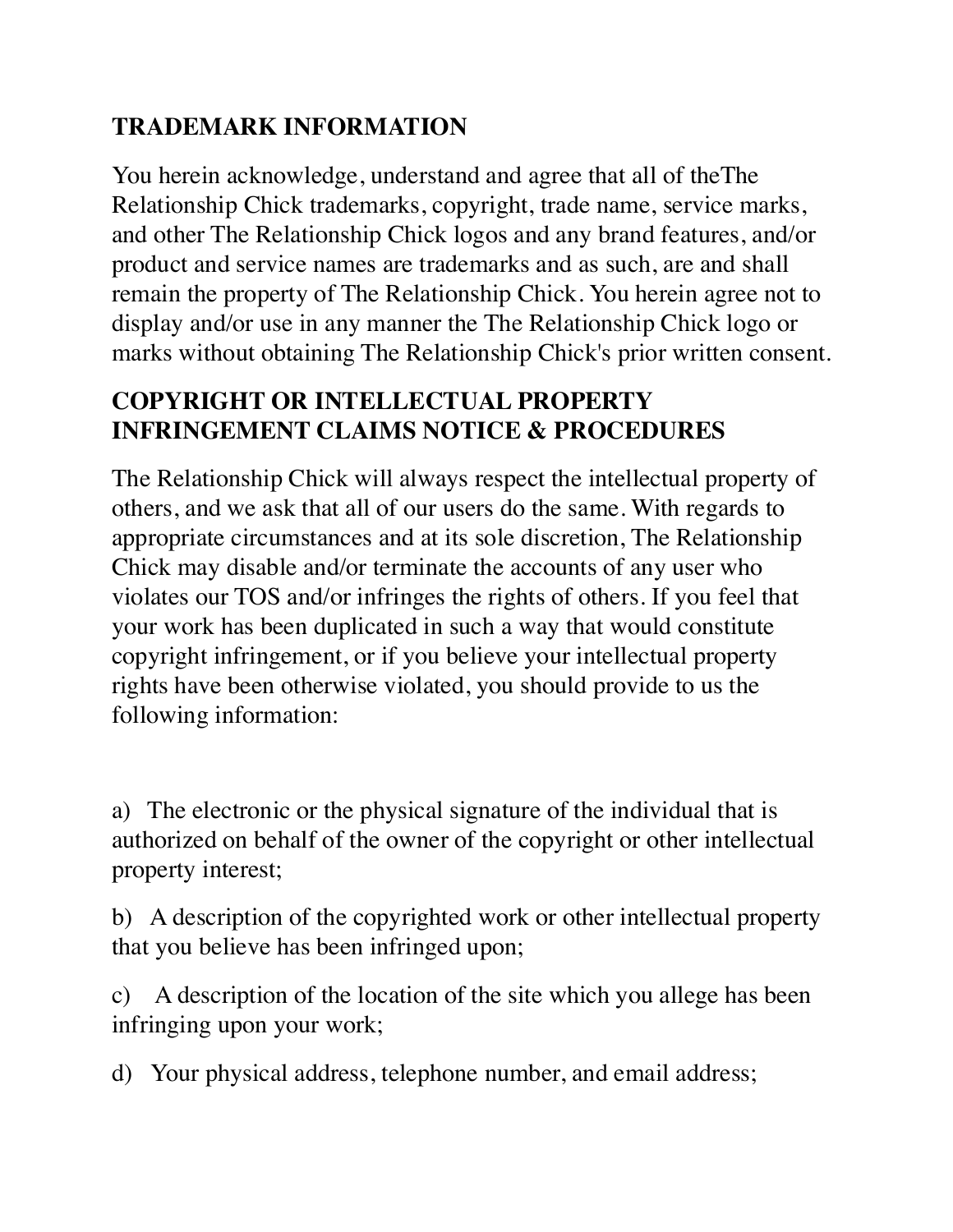## TRADEMARK INFORMATION

You herein acknowledge, understand and agree that all of theThe Relationship Chick trademarks, copyright, trade name, service marks, and other The Relationship Chick logos and any brand features, and/or product and service names are trademarks and as such, are and shall remain the property of The Relationship Chick. You herein agree not to display and/or use in any manner the The Relationship Chick logo or marks without obtaining The Relationship Chick's prior written consent.

## COPYRIGHT OR INTELLECTUAL PROPERTY INFRINGEMENT CLAIMS NOTICE & PROCEDURES

The Relationship Chick will always respect the intellectual property of others, and we ask that all of our users do the same. With regards to appropriate circumstances and at its sole discretion, The Relationship Chick may disable and/or terminate the accounts of any user who violates our TOS and/or infringes the rights of others. If you feel that your work has been duplicated in such a way that would constitute copyright infringement, or if you believe your intellectual property rights have been otherwise violated, you should provide to us the following information:

a) The electronic or the physical signature of the individual that is authorized on behalf of the owner of the copyright or other intellectual property interest;

b) A description of the copyrighted work or other intellectual property that you believe has been infringed upon;

c) A description of the location of the site which you allege has been infringing upon your work;

d) Your physical address, telephone number, and email address;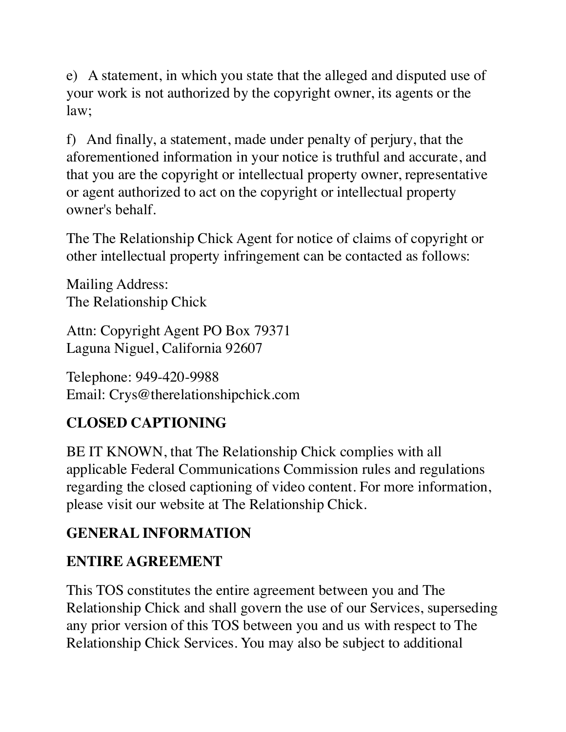e) A statement, in which you state that the alleged and disputed use of your work is not authorized by the copyright owner, its agents or the law;

f) And finally, a statement, made under penalty of perjury, that the aforementioned information in your notice is truthful and accurate, and that you are the copyright or intellectual property owner, representative or agent authorized to act on the copyright or intellectual property owner's behalf.

The The Relationship Chick Agent for notice of claims of copyright or other intellectual property infringement can be contacted as follows:

Mailing Address:
The Relationship Chick

Attn: Copyright Agent PO Box 79371
Laguna Niguel, California 92607

Telephone: 949-420-9988
Email: Crys@therelationshipchick.com

## CLOSED CAPTIONING

BE IT KNOWN, that The Relationship Chick complies with all applicable Federal Communications Commission rules and regulations regarding the closed captioning of video content. For more information, please visit our website at The Relationship Chick.

## GENERAL INFORMATION

## ENTIRE AGREEMENT

This TOS constitutes the entire agreement between you and The Relationship Chick and shall govern the use of our Services, superseding any prior version of this TOS between you and us with respect to The Relationship Chick Services. You may also be subject to additional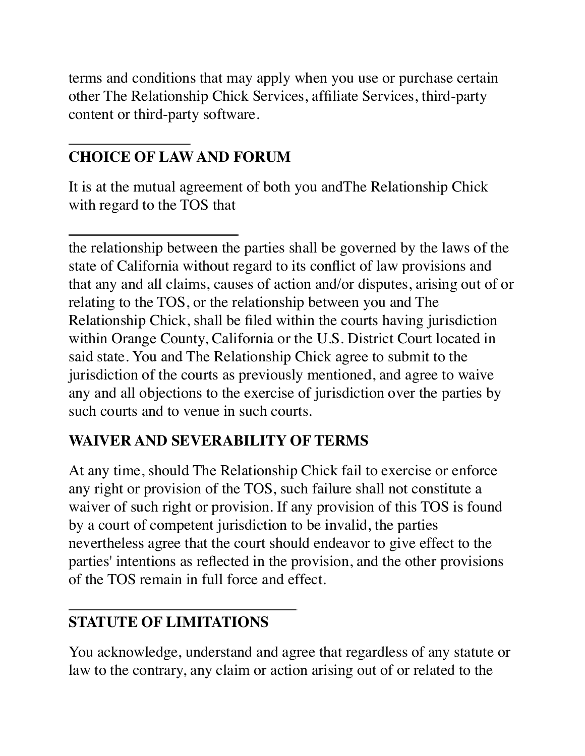terms and conditions that may apply when you use or purchase certain other The Relationship Chick Services, affiliate Services, third-party content or third-party software.

---

**CHOICE OF LAW AND FORUM**

It is at the mutual agreement of both you andThe Relationship Chick with regard to the TOS that

---

the relationship between the parties shall be governed by the laws of the state of California without regard to its conflict of law provisions and that any and all claims, causes of action and/or disputes, arising out of or relating to the TOS, or the relationship between you and The Relationship Chick, shall be filed within the courts having jurisdiction within Orange County, California or the U.S. District Court located in said state. You and The Relationship Chick agree to submit to the jurisdiction of the courts as previously mentioned, and agree to waive any and all objections to the exercise of jurisdiction over the parties by such courts and to venue in such courts.

**WAIVER AND SEVERABILITY OF TERMS**

At any time, should The Relationship Chick fail to exercise or enforce any right or provision of the TOS, such failure shall not constitute a waiver of such right or provision. If any provision of this TOS is found by a court of competent jurisdiction to be invalid, the parties nevertheless agree that the court should endeavor to give effect to the parties' intentions as reflected in the provision, and the other provisions of the TOS remain in full force and effect.

---

**STATUTE OF LIMITATIONS**

You acknowledge, understand and agree that regardless of any statute or law to the contrary, any claim or action arising out of or related to the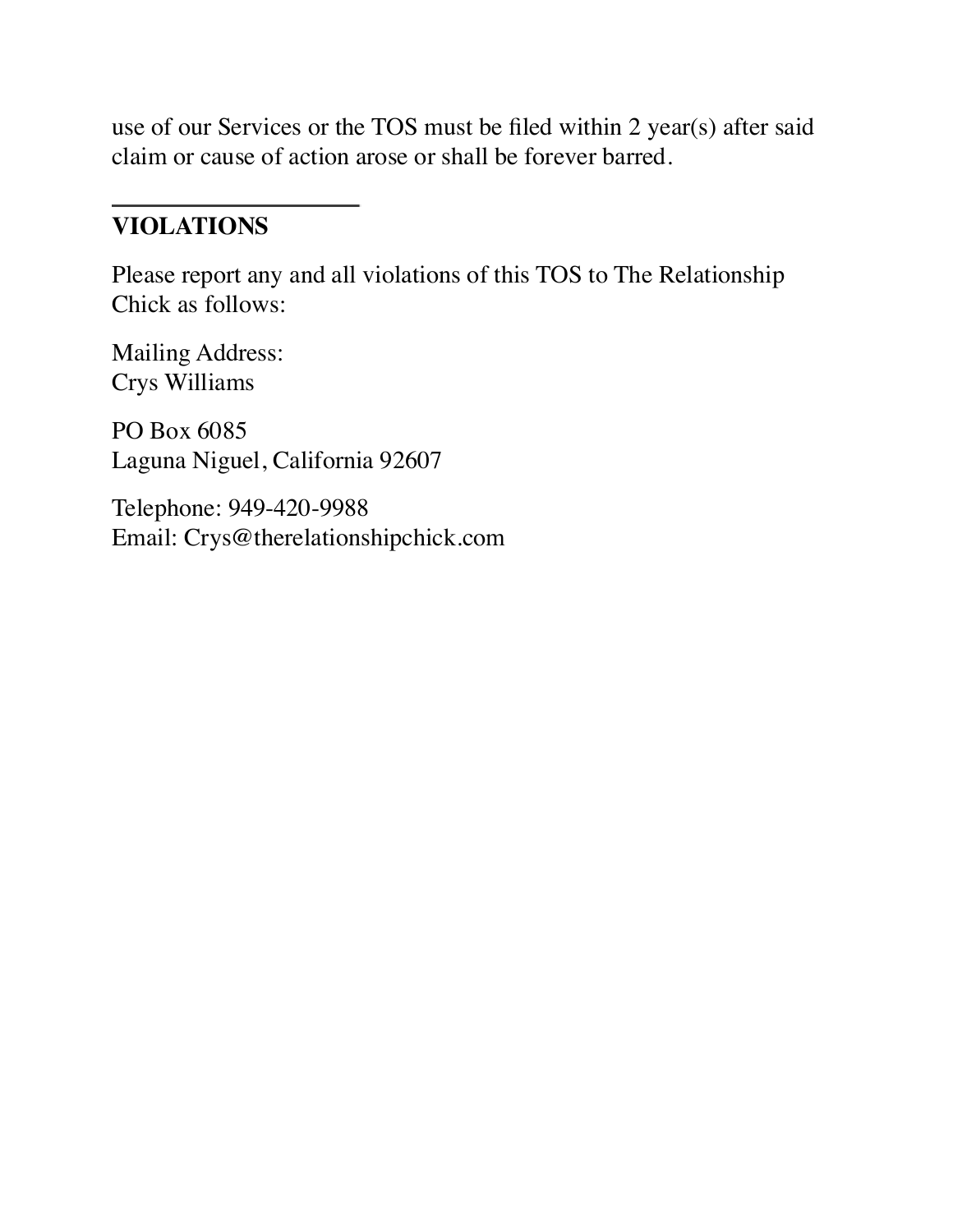use of our Services or the TOS must be filed within 2 year(s) after said claim or cause of action arose or shall be forever barred.

---

**VIOLATIONS**

Please report any and all violations of this TOS to The Relationship Chick as follows:

Mailing Address:
Crys Williams

PO Box 6085
Laguna Niguel, California 92607

Telephone: 949-420-9988
Email: Crys@therelationshipchick.com